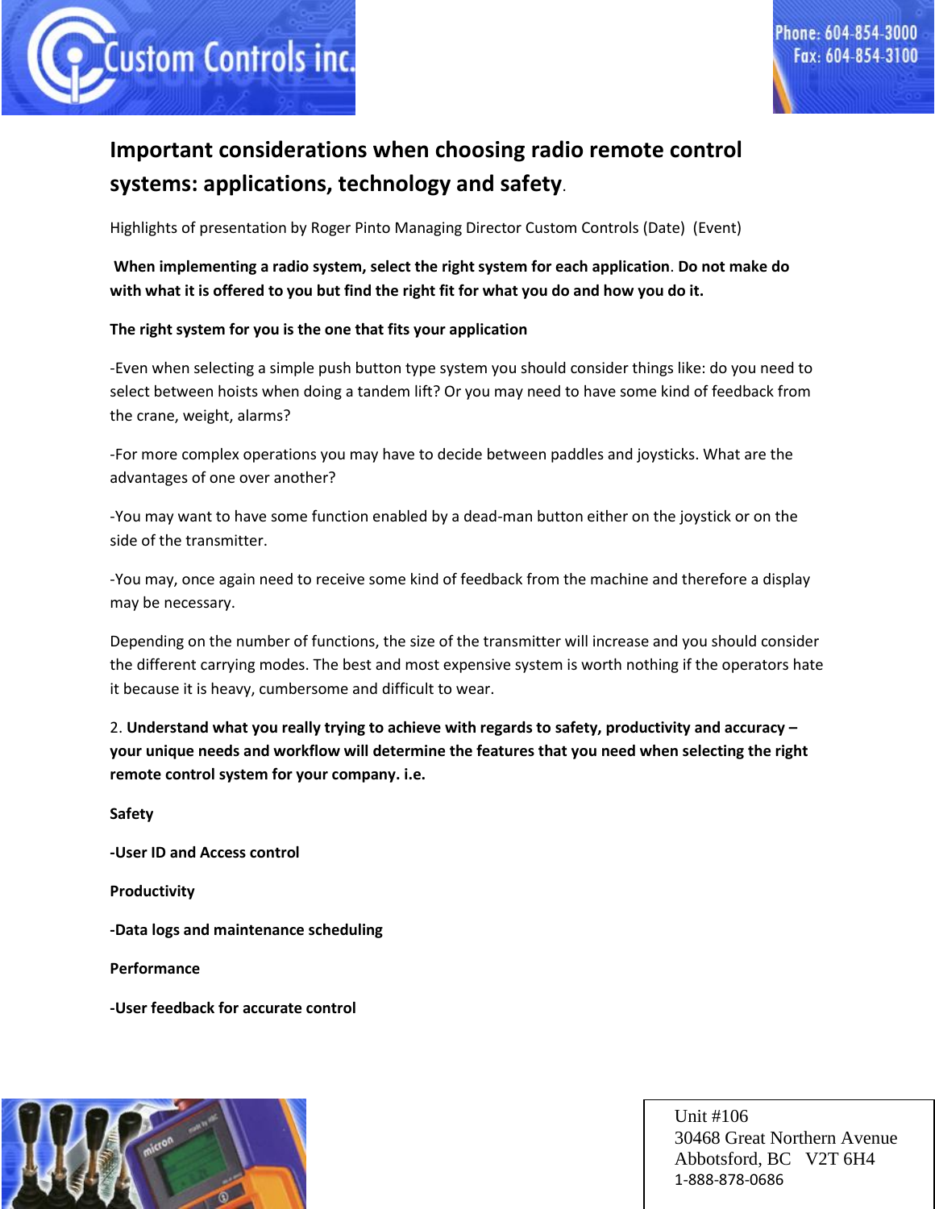# Important considerations when choosing radio remote control systems: applications, technology and safety.

Highlights of presentation by Roger Pinto Managing Director Custom Controls (Date) (Event)

**When implementing a radio system, select the right system for each application. Do not make do with what it is offered to you but find the right fit for what you do and how you do it.**

**The right system for you is the one that fits your application**

-Even when selecting a simple push button type system you should consider things like: do you need to select between hoists when doing a tandem lift? Or you may need to have some kind of feedback from the crane, weight, alarms?

-For more complex operations you may have to decide between paddles and joysticks. What are the advantages of one over another?

-You may want to have some function enabled by a dead-man button either on the joystick or on the side of the transmitter.

-You may, once again need to receive some kind of feedback from the machine and therefore a display may be necessary.

Depending on the number of functions, the size of the transmitter will increase and you should consider the different carrying modes. The best and most expensive system is worth nothing if the operators hate it because it is heavy, cumbersome and difficult to wear.

2. **Understand what you really trying to achieve with regards to safety, productivity and accuracy – your unique needs and workflow will determine the features that you need when selecting the right remote control system for your company. i.e.**

**Safety**

**-User ID and Access control**

**Productivity**

**-Data logs and maintenance scheduling**

**Performance**

**-User feedback for accurate control**

Unit #106
30468 Great Northern Avenue
Abbotsford, BC V2T 6H4
1-888-878-0686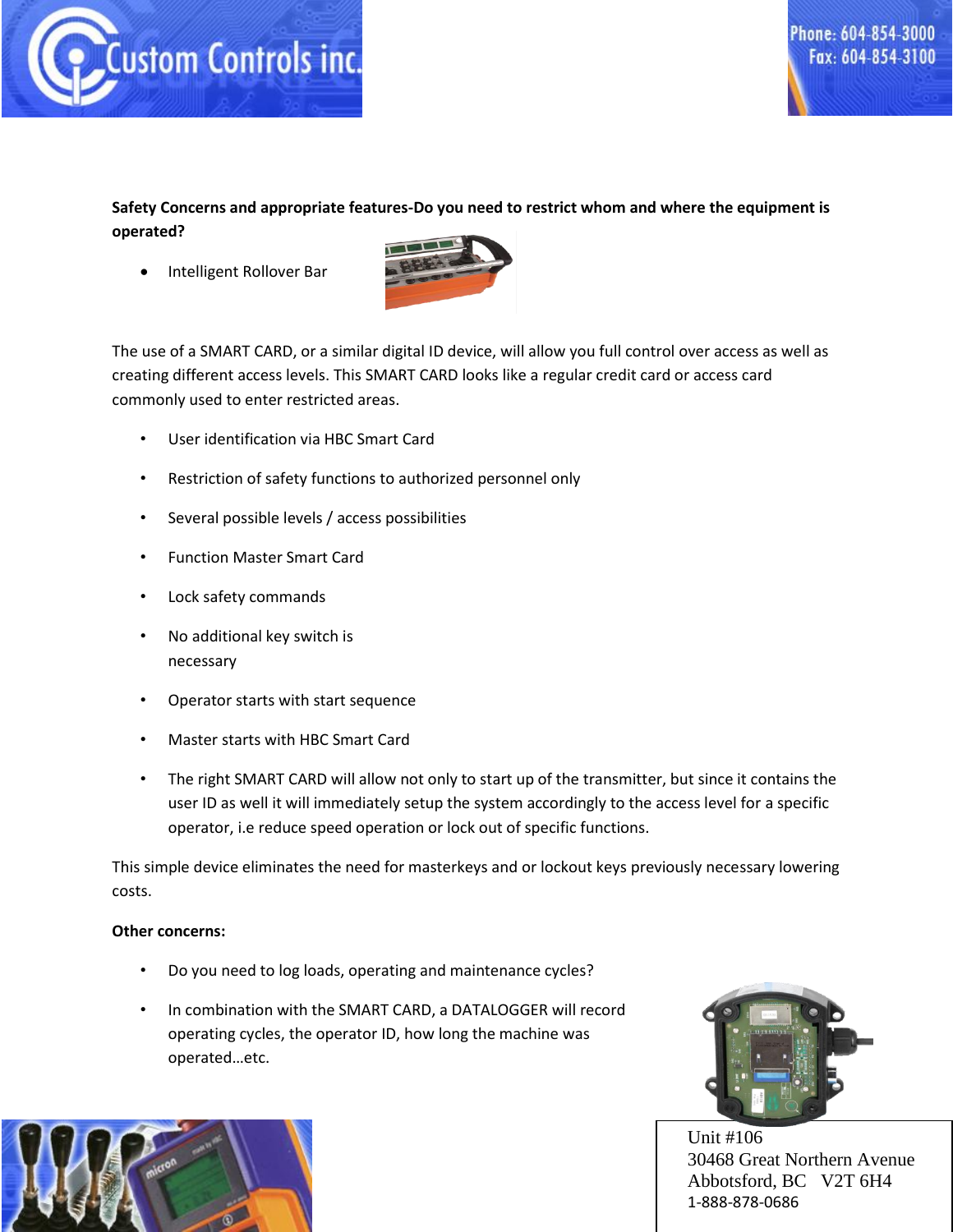**Safety Concerns and appropriate features-Do you need to restrict whom and where the equipment is operated?**

- Intelligent Rollover Bar

The use of a SMART CARD, or a similar digital ID device, will allow you full control over access as well as creating different access levels. This SMART CARD looks like a regular credit card or access card commonly used to enter restricted areas.

- User identification via HBC Smart Card
- Restriction of safety functions to authorized personnel only
- Several possible levels / access possibilities
- Function Master Smart Card
- Lock safety commands
- No additional key switch is necessary
- Operator starts with start sequence
- Master starts with HBC Smart Card
- The right SMART CARD will allow not only to start up of the transmitter, but since it contains the user ID as well it will immediately setup the system accordingly to the access level for a specific operator, i.e reduce speed operation or lock out of specific functions.

This simple device eliminates the need for masterkeys and or lockout keys previously necessary lowering costs.

**Other concerns:**

- Do you need to log loads, operating and maintenance cycles?
- In combination with the SMART CARD, a DATALOGGER will record operating cycles, the operator ID, how long the machine was operated…etc.

Unit #106
30468 Great Northern Avenue
Abbotsford, BC V2T 6H4
1-888-878-0686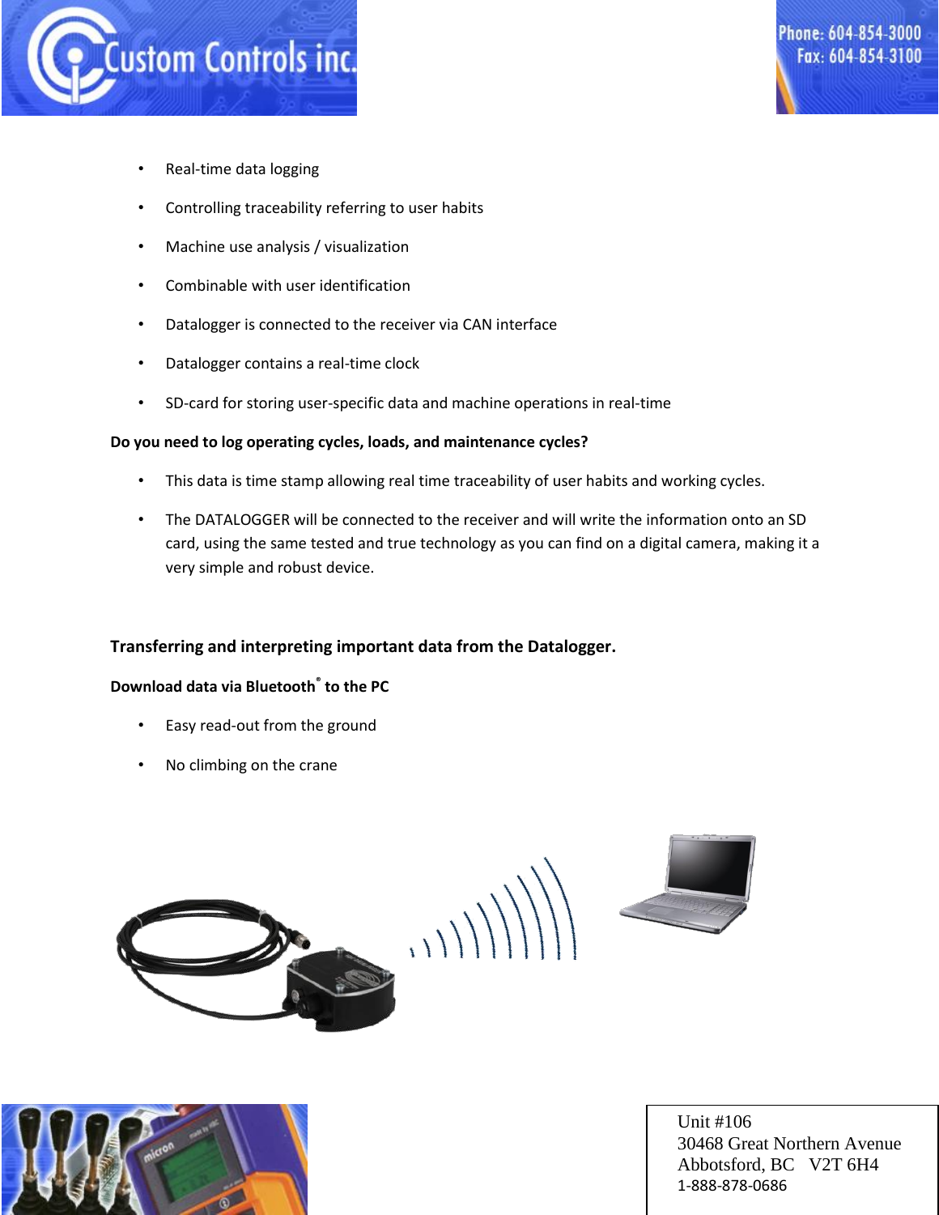- Real-time data logging
- Controlling traceability referring to user habits
- Machine use analysis / visualization
- Combinable with user identification
- Datalogger is connected to the receiver via CAN interface
- Datalogger contains a real-time clock
- SD-card for storing user-specific data and machine operations in real-time

**Do you need to log operating cycles, loads, and maintenance cycles?**

- This data is time stamp allowing real time traceability of user habits and working cycles.
- The DATALOGGER will be connected to the receiver and will write the information onto an SD card, using the same tested and true technology as you can find on a digital camera, making it a very simple and robust device.

## Transferring and interpreting important data from the Datalogger.

**Download data via Bluetooth® to the PC**

- Easy read-out from the ground
- No climbing on the crane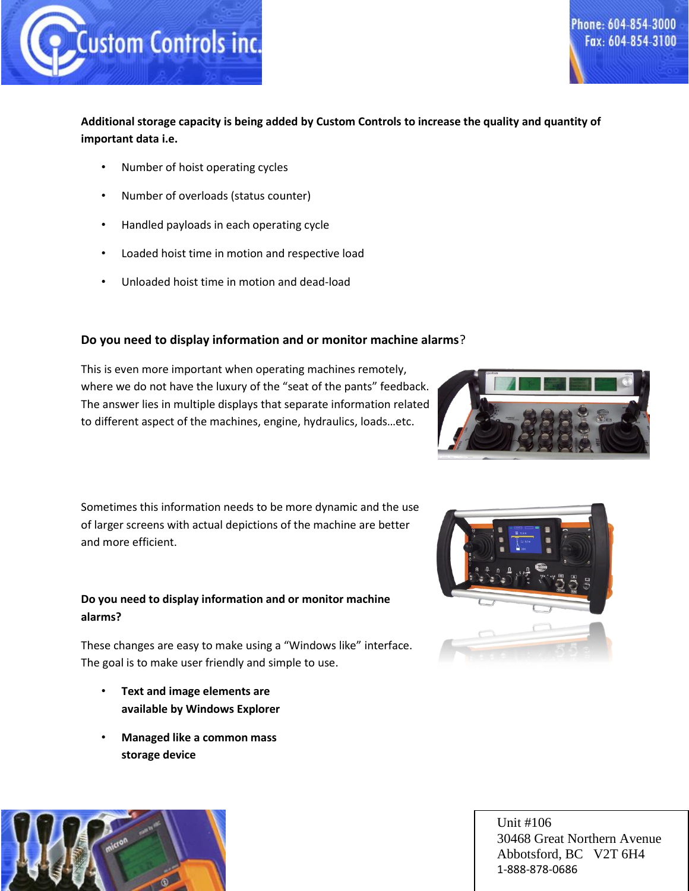**Additional storage capacity is being added by Custom Controls to increase the quality and quantity of important data i.e.**

- Number of hoist operating cycles
- Number of overloads (status counter)
- Handled payloads in each operating cycle
- Loaded hoist time in motion and respective load
- Unloaded hoist time in motion and dead-load

**Do you need to display information and or monitor machine alarms**?

This is even more important when operating machines remotely, where we do not have the luxury of the "seat of the pants" feedback. The answer lies in multiple displays that separate information related to different aspect of the machines, engine, hydraulics, loads…etc.

Sometimes this information needs to be more dynamic and the use of larger screens with actual depictions of the machine are better and more efficient.

**Do you need to display information and or monitor machine alarms?**

These changes are easy to make using a "Windows like" interface. The goal is to make user friendly and simple to use.

- **Text and image elements are available by Windows Explorer**
- **Managed like a common mass storage device**

Unit #106
30468 Great Northern Avenue
Abbotsford, BC V2T 6H4
1-888-878-0686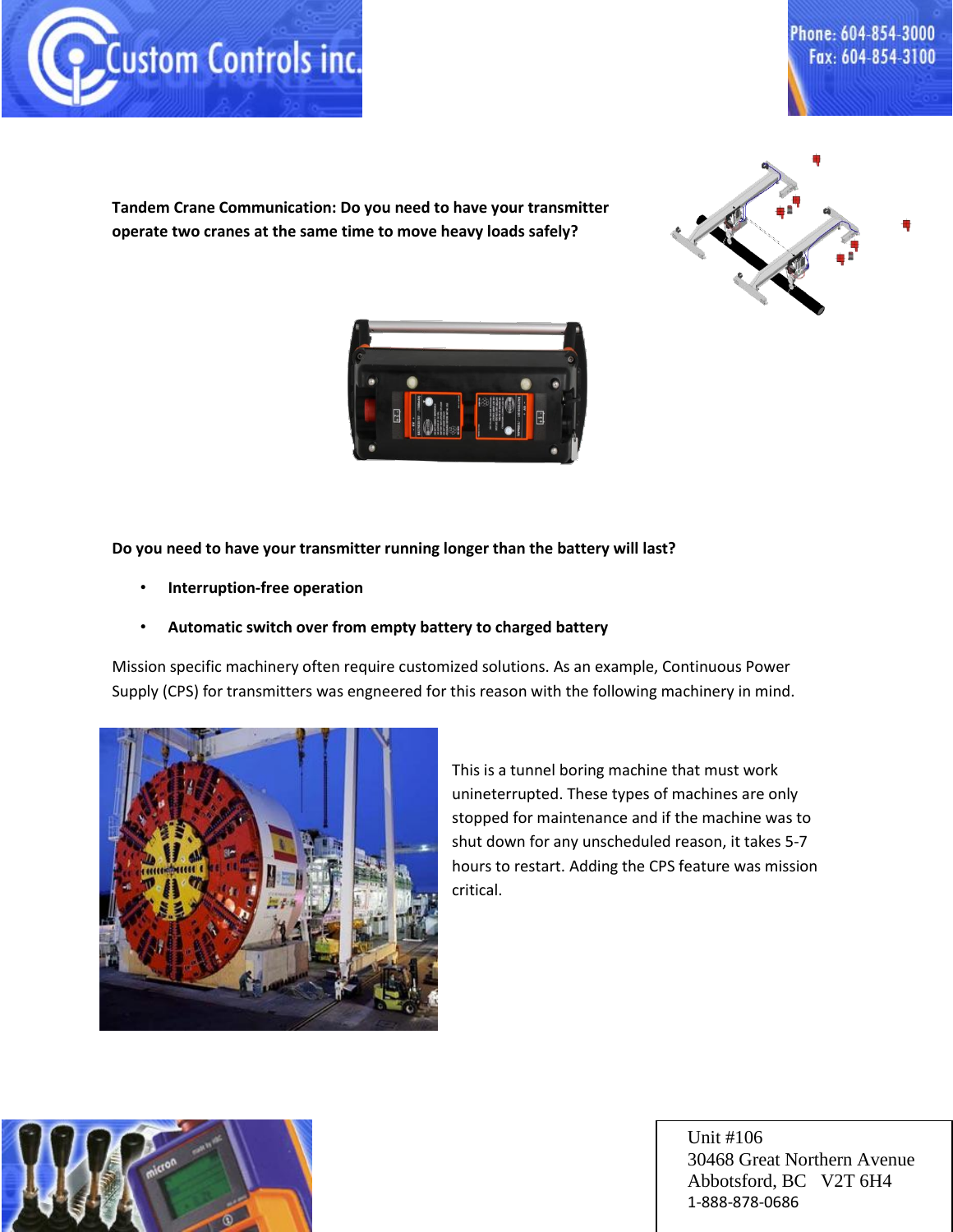**Tandem Crane Communication: Do you need to have your transmitter operate two cranes at the same time to move heavy loads safely?**

**Do you need to have your transmitter running longer than the battery will last?**

- **Interruption-free operation**
- **Automatic switch over from empty battery to charged battery**

Mission specific machinery often require customized solutions. As an example, Continuous Power Supply (CPS) for transmitters was engneered for this reason with the following machinery in mind.

This is a tunnel boring machine that must work unineterrupted. These types of machines are only stopped for maintenance and if the machine was to shut down for any unscheduled reason, it takes 5-7 hours to restart. Adding the CPS feature was mission critical.

Unit #106
30468 Great Northern Avenue
Abbotsford, BC V2T 6H4
1-888-878-0686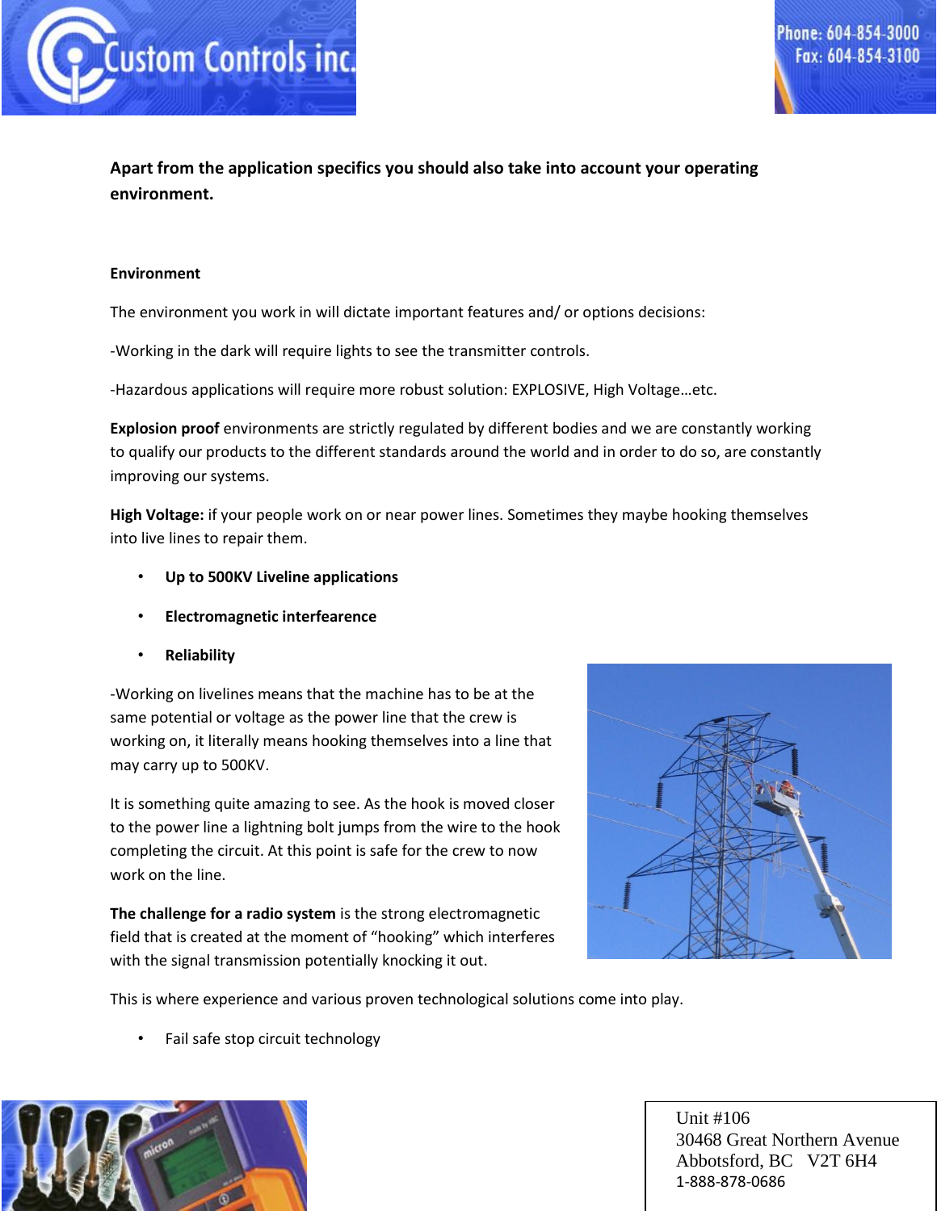**Apart from the application specifics you should also take into account your operating environment.**

**Environment**

The environment you work in will dictate important features and/ or options decisions:

-Working in the dark will require lights to see the transmitter controls.

-Hazardous applications will require more robust solution: EXPLOSIVE, High Voltage…etc.

**Explosion proof** environments are strictly regulated by different bodies and we are constantly working to qualify our products to the different standards around the world and in order to do so, are constantly improving our systems.

**High Voltage:** if your people work on or near power lines. Sometimes they maybe hooking themselves into live lines to repair them.

- **Up to 500KV Liveline applications**
- **Electromagnetic interfearence**
- **Reliability**

-Working on livelines means that the machine has to be at the same potential or voltage as the power line that the crew is working on, it literally means hooking themselves into a line that may carry up to 500KV.

It is something quite amazing to see. As the hook is moved closer to the power line a lightning bolt jumps from the wire to the hook completing the circuit. At this point is safe for the crew to now work on the line.

**The challenge for a radio system** is the strong electromagnetic field that is created at the moment of "hooking" which interferes with the signal transmission potentially knocking it out.

This is where experience and various proven technological solutions come into play.

- Fail safe stop circuit technology

Unit #106
30468 Great Northern Avenue
Abbotsford, BC V2T 6H4
1-888-878-0686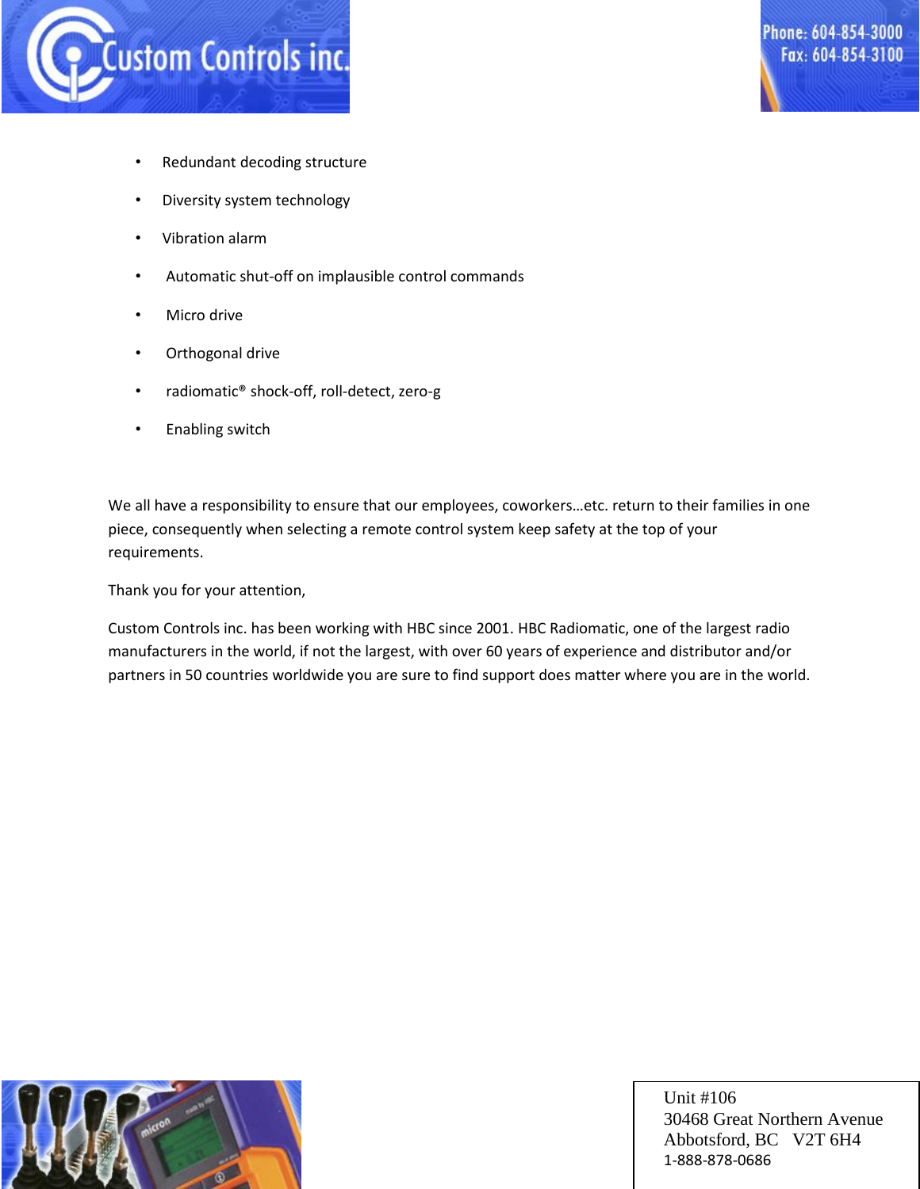- Redundant decoding structure
- Diversity system technology
- Vibration alarm
- Automatic shut-off on implausible control commands
- Micro drive
- Orthogonal drive
- radiomatic® shock-off, roll-detect, zero-g
- Enabling switch

We all have a responsibility to ensure that our employees, coworkers…etc. return to their families in one piece, consequently when selecting a remote control system keep safety at the top of your requirements.

Thank you for your attention,

Custom Controls inc. has been working with HBC since 2001. HBC Radiomatic, one of the largest radio manufacturers in the world, if not the largest, with over 60 years of experience and distributor and/or partners in 50 countries worldwide you are sure to find support does matter where you are in the world.

Unit #106
30468 Great Northern Avenue
Abbotsford, BC V2T 6H4
1-888-878-0686